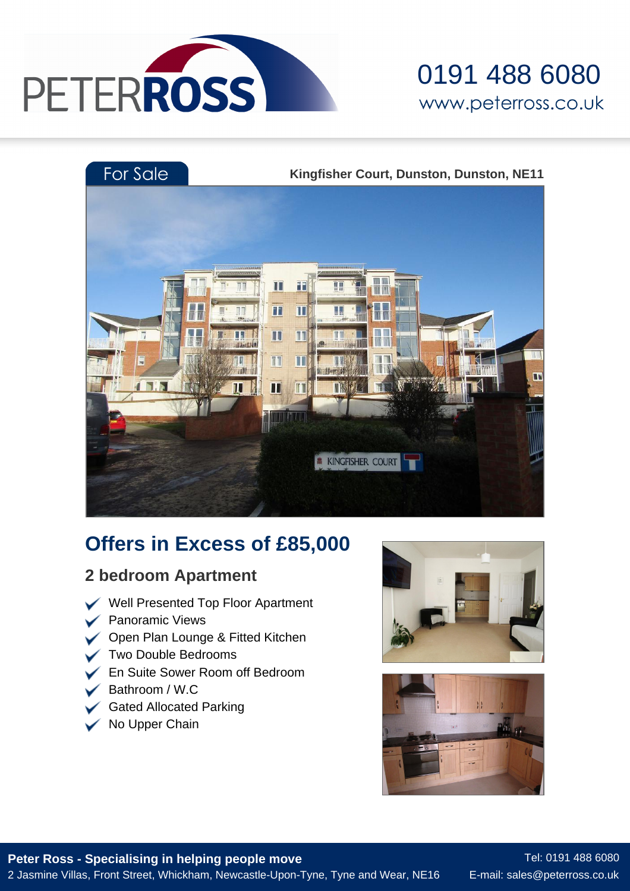PETER ROSS

0191 488 6080
www.peterross.co.uk

For Sale

**Kingfisher Court, Dunston, Dunston, NE11**

# Offers in Excess of £85,000

## 2 bedroom Apartment

- Well Presented Top Floor Apartment
- Panoramic Views
- Open Plan Lounge & Fitted Kitchen
- Two Double Bedrooms
- En Suite Sower Room off Bedroom
- Bathroom / W.C
- Gated Allocated Parking
- No Upper Chain

**Peter Ross - Specialising in helping people move**
2 Jasmine Villas, Front Street, Whickham, Newcastle-Upon-Tyne, Tyne and Wear, NE16
Tel: 0191 488 6080
E-mail: sales@peterross.co.uk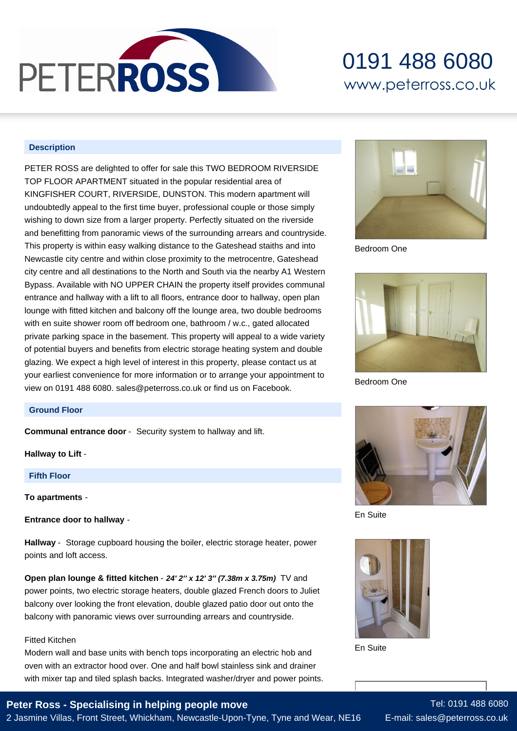## Description

PETER ROSS are delighted to offer for sale this TWO BEDROOM RIVERSIDE TOP FLOOR APARTMENT situated in the popular residential area of KINGFISHER COURT, RIVERSIDE, DUNSTON. This modern apartment will undoubtedly appeal to the first time buyer, professional couple or those simply wishing to down size from a larger property. Perfectly situated on the riverside and benefitting from panoramic views of the surrounding arrears and countryside. This property is within easy walking distance to the Gateshead staiths and into Newcastle city centre and within close proximity to the metrocentre, Gateshead city centre and all destinations to the North and South via the nearby A1 Western Bypass. Available with NO UPPER CHAIN the property itself provides communal entrance and hallway with a lift to all floors, entrance door to hallway, open plan lounge with fitted kitchen and balcony off the lounge area, two double bedrooms with en suite shower room off bedroom one, bathroom / w.c., gated allocated private parking space in the basement. This property will appeal to a wide variety of potential buyers and benefits from electric storage heating system and double glazing. We expect a high level of interest in this property, please contact us at your earliest convenience for more information or to arrange your appointment to view on 0191 488 6080. sales@peterross.co.uk or find us on Facebook.

## Ground Floor

**Communal entrance door** - Security system to hallway and lift.

**Hallway to Lift** -

## Fifth Floor

**To apartments** -

**Entrance door to hallway** -

**Hallway** - Storage cupboard housing the boiler, electric storage heater, power points and loft access.

**Open plan lounge & fitted kitchen** - ***24' 2" x 12' 3" (7.38m x 3.75m)*** TV and power points, two electric storage heaters, double glazed French doors to Juliet balcony over looking the front elevation, double glazed patio door out onto the balcony with panoramic views over surrounding arrears and countryside.

Fitted Kitchen
Modern wall and base units with bench tops incorporating an electric hob and oven with an extractor hood over. One and half bowl stainless sink and drainer with mixer tap and tiled splash backs. Integrated washer/dryer and power points.

Bedroom One

Bedroom One

En Suite

En Suite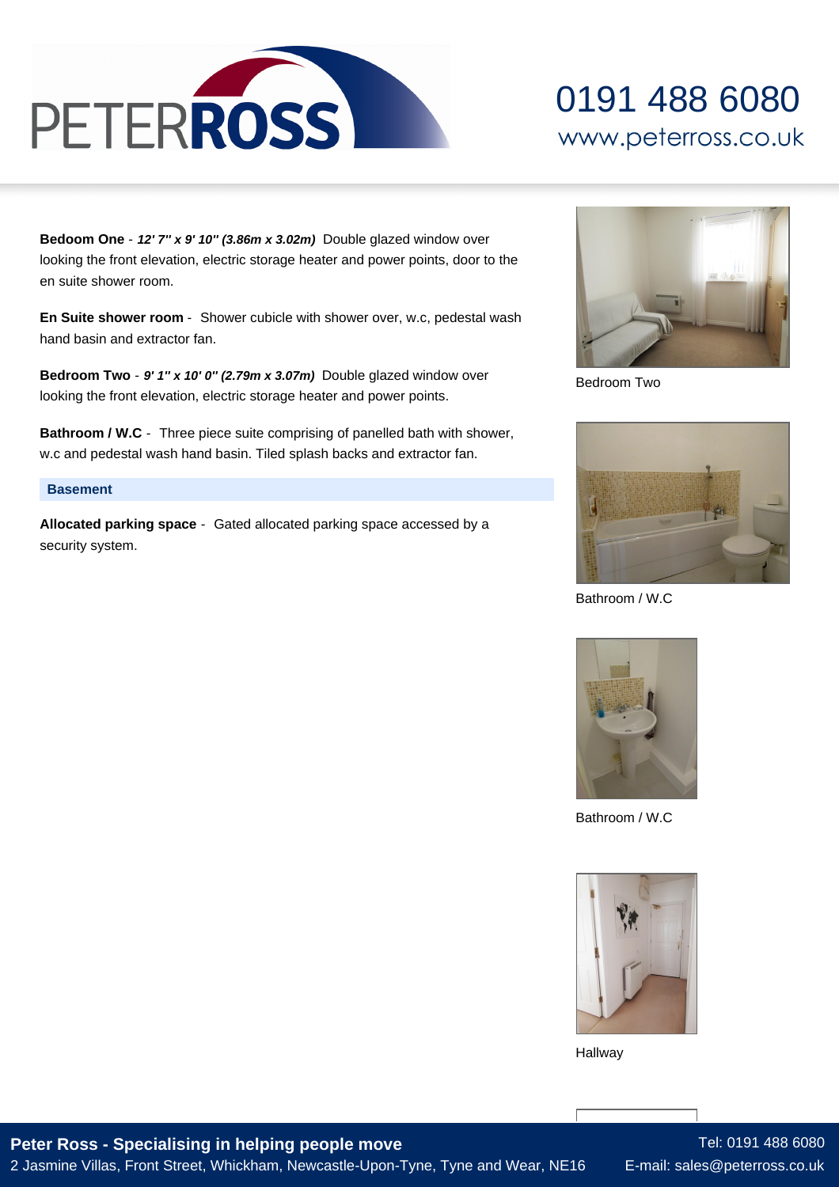**Bedoom One** - ***12' 7" x 9' 10" (3.86m x 3.02m)*** Double glazed window over looking the front elevation, electric storage heater and power points, door to the en suite shower room.

**En Suite shower room** - Shower cubicle with shower over, w.c, pedestal wash hand basin and extractor fan.

**Bedroom Two** - ***9' 1" x 10' 0" (2.79m x 3.07m)*** Double glazed window over looking the front elevation, electric storage heater and power points.

**Bathroom / W.C** - Three piece suite comprising of panelled bath with shower, w.c and pedestal wash hand basin. Tiled splash backs and extractor fan.

## Basement

**Allocated parking space** - Gated allocated parking space accessed by a security system.

Bedroom Two

Bathroom / W.C

Bathroom / W.C

Hallway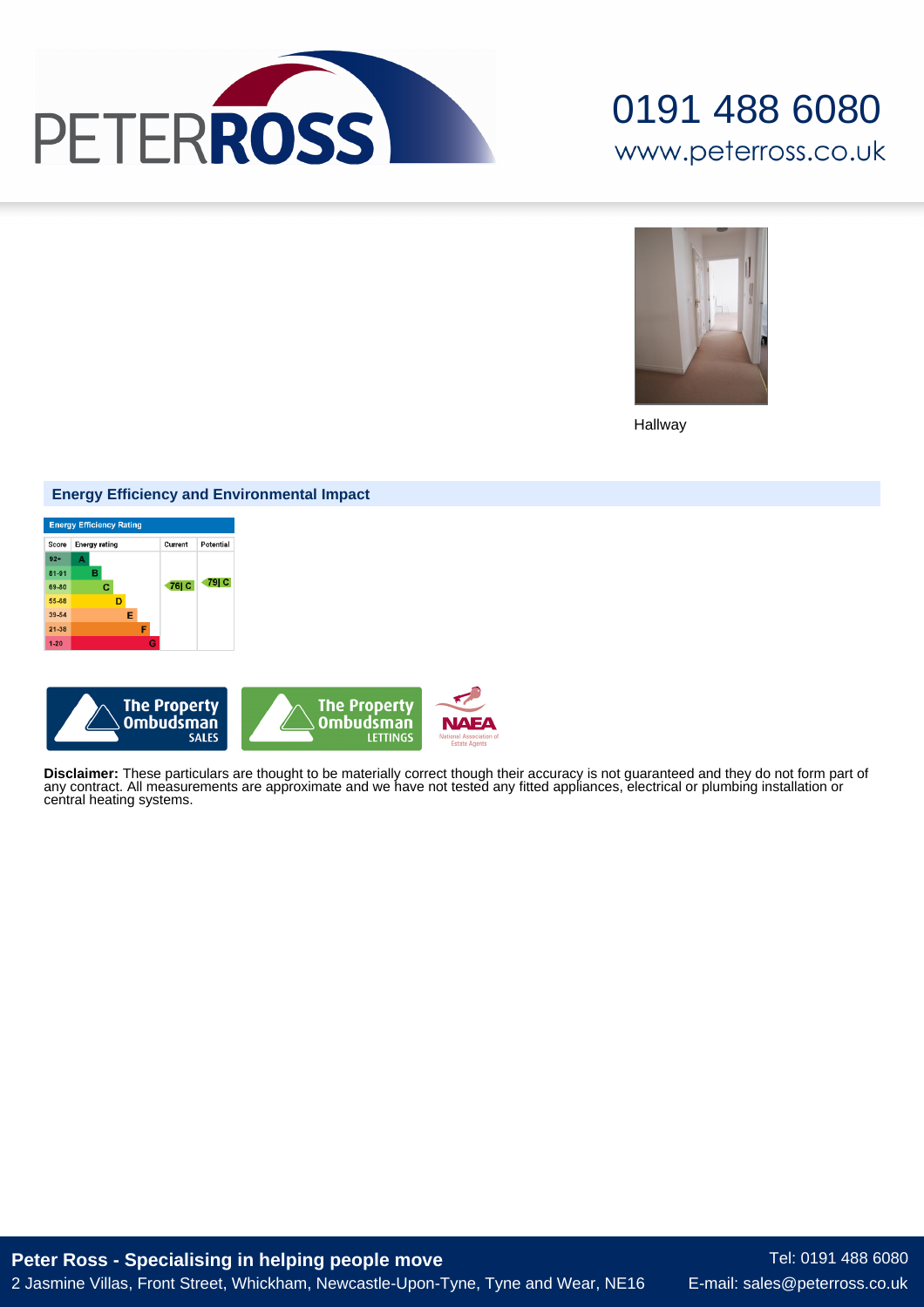Hallway

## Energy Efficiency and Environmental Impact

Energy Efficiency Rating

| Score | Energy rating | Current | Potential |
|---|---|---|---|
| 92+ | A | | |
| 81-91 | B | | |
| 69-80 | C | 76 \| C | 79 \| C |
| 55-68 | D | | |
| 39-54 | E | | |
| 21-38 | F | | |
| 1-20 | G | | |

The Property Ombudsman SALES

The Property Ombudsman LETTINGS

NAEA National Association of Estate Agents

**Disclaimer:** These particulars are thought to be materially correct though their accuracy is not guaranteed and they do not form part of any contract. All measurements are approximate and we have not tested any fitted appliances, electrical or plumbing installation or central heating systems.